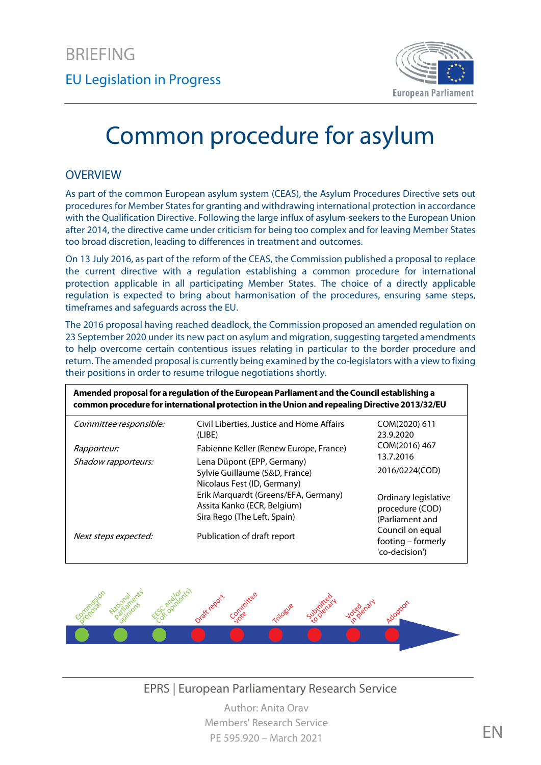BRIEFING

EU Legislation in Progress

# Common procedure for asylum

## OVERVIEW

As part of the common European asylum system (CEAS), the Asylum Procedures Directive sets out procedures for Member States for granting and withdrawing international protection in accordance with the Qualification Directive. Following the large influx of asylum-seekers to the European Union after 2014, the directive came under criticism for being too complex and for leaving Member States too broad discretion, leading to differences in treatment and outcomes.

On 13 July 2016, as part of the reform of the CEAS, the Commission published a proposal to replace the current directive with a regulation establishing a common procedure for international protection applicable in all participating Member States. The choice of a directly applicable regulation is expected to bring about harmonisation of the procedures, ensuring same steps, timeframes and safeguards across the EU.

The 2016 proposal having reached deadlock, the Commission proposed an amended regulation on 23 September 2020 under its new pact on asylum and migration, suggesting targeted amendments to help overcome certain contentious issues relating in particular to the border procedure and return. The amended proposal is currently being examined by the co-legislators with a view to fixing their positions in order to resume trilogue negotiations shortly.

| **Amended proposal for a regulation of the European Parliament and the Council establishing a common procedure for international protection in the Union and repealing Directive 2013/32/EU** | | |
|---|---|---|
| *Committee responsible:* | Civil Liberties, Justice and Home Affairs (LIBE) | COM(2020) 611 23.9.2020 |
| *Rapporteur:* | Fabienne Keller (Renew Europe, France) | COM(2016) 467 13.7.2016 |
| *Shadow rapporteurs:* | Lena Düpont (EPP, Germany)<br>Sylvie Guillaume (S&D, France)<br>Nicolaus Fest (ID, Germany)<br>Erik Marquardt (Greens/EFA, Germany)<br>Assita Kanko (ECR, Belgium)<br>Sira Rego (The Left, Spain) | 2016/0224(COD)<br><br>Ordinary legislative procedure (COD) (Parliament and Council on equal footing – formerly 'co-decision') |
| *Next steps expected:* | Publication of draft report | |

Commission proposal – National parliaments' opinions – EESC and/or CoR opinion(s) – Draft report – Committee vote – Trilogue – Submitted to plenary – Voted in plenary – Adoption

EPRS | European Parliamentary Research Service

Author: Anita Orav
Members' Research Service
PE 595.920 – March 2021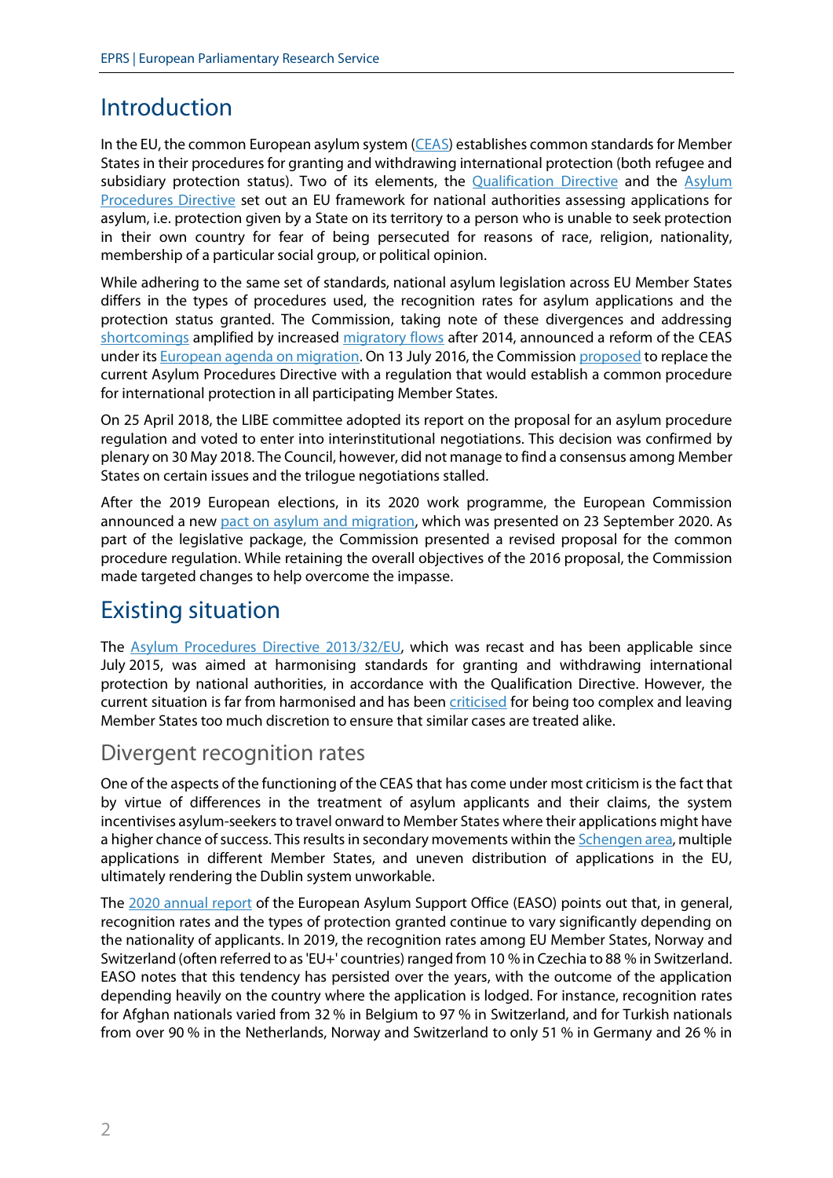## Introduction

In the EU, the common European asylum system (CEAS) establishes common standards for Member States in their procedures for granting and withdrawing international protection (both refugee and subsidiary protection status). Two of its elements, the Qualification Directive and the Asylum Procedures Directive set out an EU framework for national authorities assessing applications for asylum, i.e. protection given by a State on its territory to a person who is unable to seek protection in their own country for fear of being persecuted for reasons of race, religion, nationality, membership of a particular social group, or political opinion.

While adhering to the same set of standards, national asylum legislation across EU Member States differs in the types of procedures used, the recognition rates for asylum applications and the protection status granted. The Commission, taking note of these divergences and addressing shortcomings amplified by increased migratory flows after 2014, announced a reform of the CEAS under its European agenda on migration. On 13 July 2016, the Commission proposed to replace the current Asylum Procedures Directive with a regulation that would establish a common procedure for international protection in all participating Member States.

On 25 April 2018, the LIBE committee adopted its report on the proposal for an asylum procedure regulation and voted to enter into interinstitutional negotiations. This decision was confirmed by plenary on 30 May 2018. The Council, however, did not manage to find a consensus among Member States on certain issues and the trilogue negotiations stalled.

After the 2019 European elections, in its 2020 work programme, the European Commission announced a new pact on asylum and migration, which was presented on 23 September 2020. As part of the legislative package, the Commission presented a revised proposal for the common procedure regulation. While retaining the overall objectives of the 2016 proposal, the Commission made targeted changes to help overcome the impasse.

## Existing situation

The Asylum Procedures Directive 2013/32/EU, which was recast and has been applicable since July 2015, was aimed at harmonising standards for granting and withdrawing international protection by national authorities, in accordance with the Qualification Directive. However, the current situation is far from harmonised and has been criticised for being too complex and leaving Member States too much discretion to ensure that similar cases are treated alike.

### Divergent recognition rates

One of the aspects of the functioning of the CEAS that has come under most criticism is the fact that by virtue of differences in the treatment of asylum applicants and their claims, the system incentivises asylum-seekers to travel onward to Member States where their applications might have a higher chance of success. This results in secondary movements within the Schengen area, multiple applications in different Member States, and uneven distribution of applications in the EU, ultimately rendering the Dublin system unworkable.

The 2020 annual report of the European Asylum Support Office (EASO) points out that, in general, recognition rates and the types of protection granted continue to vary significantly depending on the nationality of applicants. In 2019, the recognition rates among EU Member States, Norway and Switzerland (often referred to as 'EU+' countries) ranged from 10 % in Czechia to 88 % in Switzerland. EASO notes that this tendency has persisted over the years, with the outcome of the application depending heavily on the country where the application is lodged. For instance, recognition rates for Afghan nationals varied from 32 % in Belgium to 97 % in Switzerland, and for Turkish nationals from over 90 % in the Netherlands, Norway and Switzerland to only 51 % in Germany and 26 % in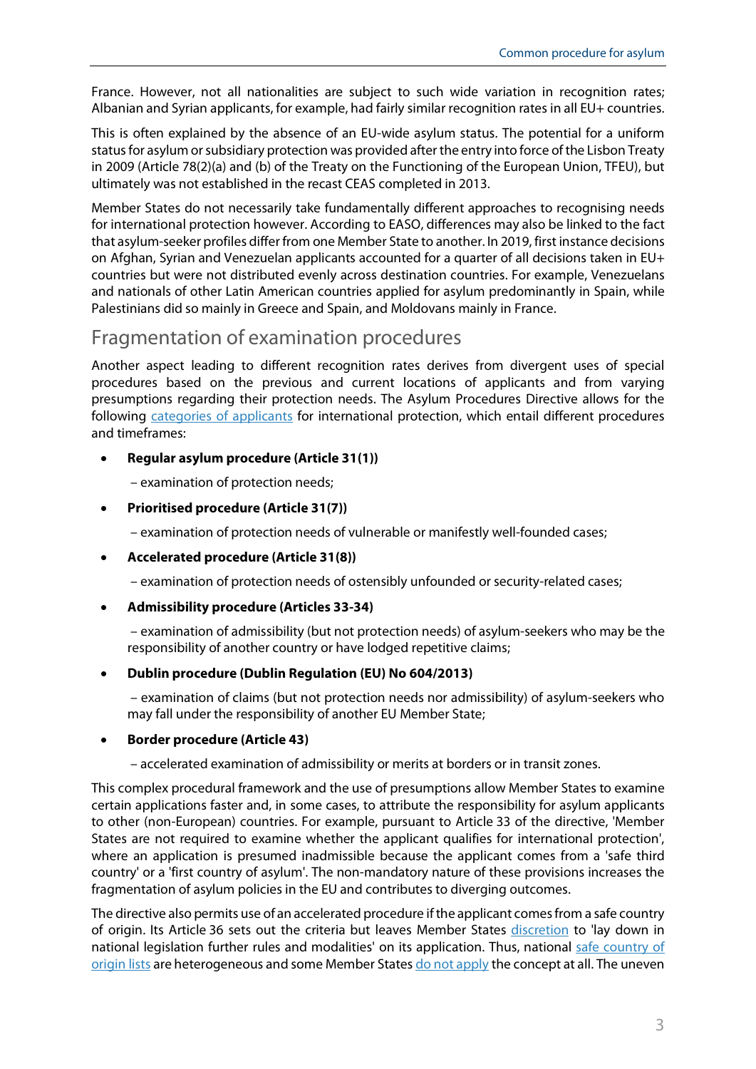France. However, not all nationalities are subject to such wide variation in recognition rates; Albanian and Syrian applicants, for example, had fairly similar recognition rates in all EU+ countries.

This is often explained by the absence of an EU-wide asylum status. The potential for a uniform status for asylum or subsidiary protection was provided after the entry into force of the Lisbon Treaty in 2009 (Article 78(2)(a) and (b) of the Treaty on the Functioning of the European Union, TFEU), but ultimately was not established in the recast CEAS completed in 2013.

Member States do not necessarily take fundamentally different approaches to recognising needs for international protection however. According to EASO, differences may also be linked to the fact that asylum-seeker profiles differ from one Member State to another. In 2019, first instance decisions on Afghan, Syrian and Venezuelan applicants accounted for a quarter of all decisions taken in EU+ countries but were not distributed evenly across destination countries. For example, Venezuelans and nationals of other Latin American countries applied for asylum predominantly in Spain, while Palestinians did so mainly in Greece and Spain, and Moldovans mainly in France.

## Fragmentation of examination procedures

Another aspect leading to different recognition rates derives from divergent uses of special procedures based on the previous and current locations of applicants and from varying presumptions regarding their protection needs. The Asylum Procedures Directive allows for the following categories of applicants for international protection, which entail different procedures and timeframes:

- **Regular asylum procedure (Article 31(1))**

  – examination of protection needs;

- **Prioritised procedure (Article 31(7))**

  – examination of protection needs of vulnerable or manifestly well-founded cases;

- **Accelerated procedure (Article 31(8))**

  – examination of protection needs of ostensibly unfounded or security-related cases;

- **Admissibility procedure (Articles 33-34)**

  – examination of admissibility (but not protection needs) of asylum-seekers who may be the responsibility of another country or have lodged repetitive claims;

- **Dublin procedure (Dublin Regulation (EU) No 604/2013)**

  – examination of claims (but not protection needs nor admissibility) of asylum-seekers who may fall under the responsibility of another EU Member State;

- **Border procedure (Article 43)**

  – accelerated examination of admissibility or merits at borders or in transit zones.

This complex procedural framework and the use of presumptions allow Member States to examine certain applications faster and, in some cases, to attribute the responsibility for asylum applicants to other (non-European) countries. For example, pursuant to Article 33 of the directive, 'Member States are not required to examine whether the applicant qualifies for international protection', where an application is presumed inadmissible because the applicant comes from a 'safe third country' or a 'first country of asylum'. The non-mandatory nature of these provisions increases the fragmentation of asylum policies in the EU and contributes to diverging outcomes.

The directive also permits use of an accelerated procedure if the applicant comes from a safe country of origin. Its Article 36 sets out the criteria but leaves Member States discretion to 'lay down in national legislation further rules and modalities' on its application. Thus, national safe country of origin lists are heterogeneous and some Member States do not apply the concept at all. The uneven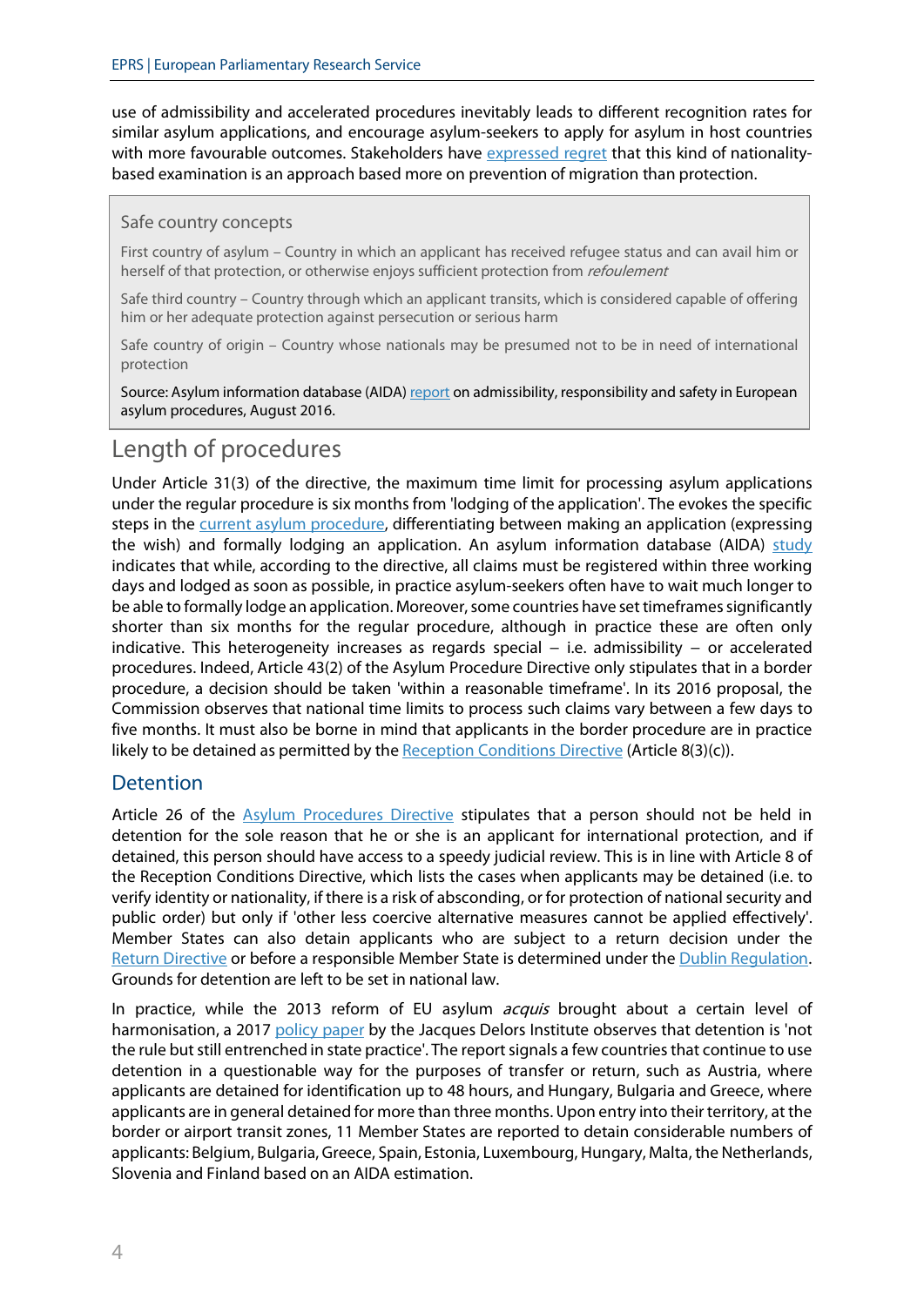use of admissibility and accelerated procedures inevitably leads to different recognition rates for similar asylum applications, and encourage asylum-seekers to apply for asylum in host countries with more favourable outcomes. Stakeholders have expressed regret that this kind of nationality-based examination is an approach based more on prevention of migration than protection.

> **Safe country concepts**
>
> First country of asylum – Country in which an applicant has received refugee status and can avail him or herself of that protection, or otherwise enjoys sufficient protection from *refoulement*
>
> Safe third country – Country through which an applicant transits, which is considered capable of offering him or her adequate protection against persecution or serious harm
>
> Safe country of origin – Country whose nationals may be presumed not to be in need of international protection
>
> Source: Asylum information database (AIDA) report on admissibility, responsibility and safety in European asylum procedures, August 2016.

## Length of procedures

Under Article 31(3) of the directive, the maximum time limit for processing asylum applications under the regular procedure is six months from 'lodging of the application'. The evokes the specific steps in the current asylum procedure, differentiating between making an application (expressing the wish) and formally lodging an application. An asylum information database (AIDA) study indicates that while, according to the directive, all claims must be registered within three working days and lodged as soon as possible, in practice asylum-seekers often have to wait much longer to be able to formally lodge an application. Moreover, some countries have set timeframes significantly shorter than six months for the regular procedure, although in practice these are often only indicative. This heterogeneity increases as regards special – i.e. admissibility – or accelerated procedures. Indeed, Article 43(2) of the Asylum Procedure Directive only stipulates that in a border procedure, a decision should be taken 'within a reasonable timeframe'. In its 2016 proposal, the Commission observes that national time limits to process such claims vary between a few days to five months. It must also be borne in mind that applicants in the border procedure are in practice likely to be detained as permitted by the Reception Conditions Directive (Article 8(3)(c)).

### Detention

Article 26 of the Asylum Procedures Directive stipulates that a person should not be held in detention for the sole reason that he or she is an applicant for international protection, and if detained, this person should have access to a speedy judicial review. This is in line with Article 8 of the Reception Conditions Directive, which lists the cases when applicants may be detained (i.e. to verify identity or nationality, if there is a risk of absconding, or for protection of national security and public order) but only if 'other less coercive alternative measures cannot be applied effectively'. Member States can also detain applicants who are subject to a return decision under the Return Directive or before a responsible Member State is determined under the Dublin Regulation. Grounds for detention are left to be set in national law.

In practice, while the 2013 reform of EU asylum *acquis* brought about a certain level of harmonisation, a 2017 policy paper by the Jacques Delors Institute observes that detention is 'not the rule but still entrenched in state practice'. The report signals a few countries that continue to use detention in a questionable way for the purposes of transfer or return, such as Austria, where applicants are detained for identification up to 48 hours, and Hungary, Bulgaria and Greece, where applicants are in general detained for more than three months. Upon entry into their territory, at the border or airport transit zones, 11 Member States are reported to detain considerable numbers of applicants: Belgium, Bulgaria, Greece, Spain, Estonia, Luxembourg, Hungary, Malta, the Netherlands, Slovenia and Finland based on an AIDA estimation.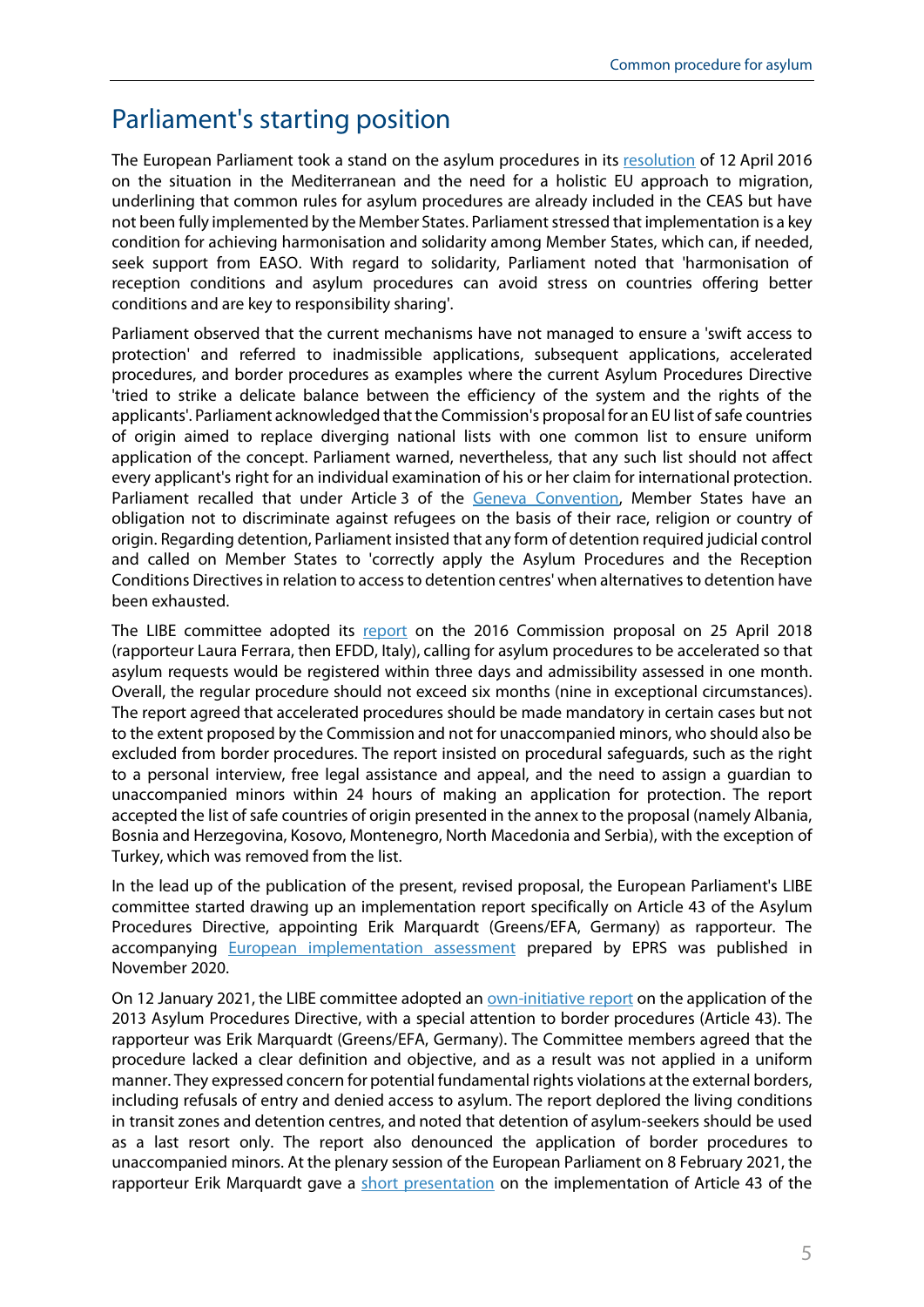## Parliament's starting position

The European Parliament took a stand on the asylum procedures in its resolution of 12 April 2016 on the situation in the Mediterranean and the need for a holistic EU approach to migration, underlining that common rules for asylum procedures are already included in the CEAS but have not been fully implemented by the Member States. Parliament stressed that implementation is a key condition for achieving harmonisation and solidarity among Member States, which can, if needed, seek support from EASO. With regard to solidarity, Parliament noted that 'harmonisation of reception conditions and asylum procedures can avoid stress on countries offering better conditions and are key to responsibility sharing'.

Parliament observed that the current mechanisms have not managed to ensure a 'swift access to protection' and referred to inadmissible applications, subsequent applications, accelerated procedures, and border procedures as examples where the current Asylum Procedures Directive 'tried to strike a delicate balance between the efficiency of the system and the rights of the applicants'. Parliament acknowledged that the Commission's proposal for an EU list of safe countries of origin aimed to replace diverging national lists with one common list to ensure uniform application of the concept. Parliament warned, nevertheless, that any such list should not affect every applicant's right for an individual examination of his or her claim for international protection. Parliament recalled that under Article 3 of the Geneva Convention, Member States have an obligation not to discriminate against refugees on the basis of their race, religion or country of origin. Regarding detention, Parliament insisted that any form of detention required judicial control and called on Member States to 'correctly apply the Asylum Procedures and the Reception Conditions Directives in relation to access to detention centres' when alternatives to detention have been exhausted.

The LIBE committee adopted its report on the 2016 Commission proposal on 25 April 2018 (rapporteur Laura Ferrara, then EFDD, Italy), calling for asylum procedures to be accelerated so that asylum requests would be registered within three days and admissibility assessed in one month. Overall, the regular procedure should not exceed six months (nine in exceptional circumstances). The report agreed that accelerated procedures should be made mandatory in certain cases but not to the extent proposed by the Commission and not for unaccompanied minors, who should also be excluded from border procedures. The report insisted on procedural safeguards, such as the right to a personal interview, free legal assistance and appeal, and the need to assign a guardian to unaccompanied minors within 24 hours of making an application for protection. The report accepted the list of safe countries of origin presented in the annex to the proposal (namely Albania, Bosnia and Herzegovina, Kosovo, Montenegro, North Macedonia and Serbia), with the exception of Turkey, which was removed from the list.

In the lead up of the publication of the present, revised proposal, the European Parliament's LIBE committee started drawing up an implementation report specifically on Article 43 of the Asylum Procedures Directive, appointing Erik Marquardt (Greens/EFA, Germany) as rapporteur. The accompanying European implementation assessment prepared by EPRS was published in November 2020.

On 12 January 2021, the LIBE committee adopted an own-initiative report on the application of the 2013 Asylum Procedures Directive, with a special attention to border procedures (Article 43). The rapporteur was Erik Marquardt (Greens/EFA, Germany). The Committee members agreed that the procedure lacked a clear definition and objective, and as a result was not applied in a uniform manner. They expressed concern for potential fundamental rights violations at the external borders, including refusals of entry and denied access to asylum. The report deplored the living conditions in transit zones and detention centres, and noted that detention of asylum-seekers should be used as a last resort only. The report also denounced the application of border procedures to unaccompanied minors. At the plenary session of the European Parliament on 8 February 2021, the rapporteur Erik Marquardt gave a short presentation on the implementation of Article 43 of the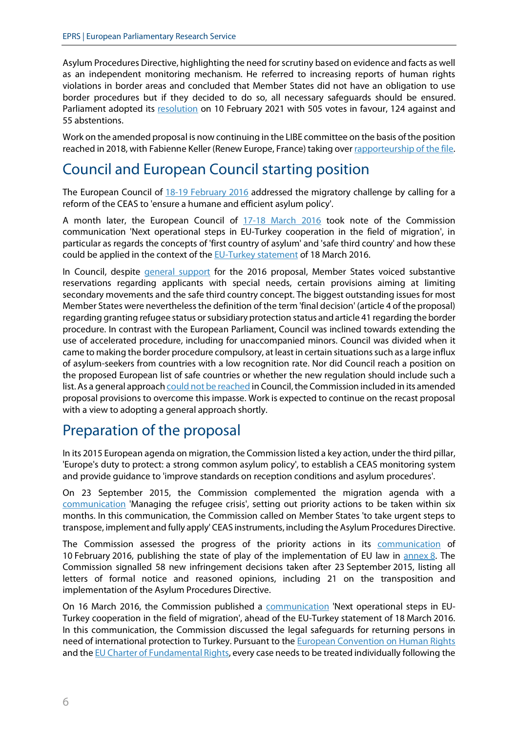Asylum Procedures Directive, highlighting the need for scrutiny based on evidence and facts as well as an independent monitoring mechanism. He referred to increasing reports of human rights violations in border areas and concluded that Member States did not have an obligation to use border procedures but if they decided to do so, all necessary safeguards should be ensured. Parliament adopted its resolution on 10 February 2021 with 505 votes in favour, 124 against and 55 abstentions.

Work on the amended proposal is now continuing in the LIBE committee on the basis of the position reached in 2018, with Fabienne Keller (Renew Europe, France) taking over rapporteurship of the file.

## Council and European Council starting position

The European Council of 18-19 February 2016 addressed the migratory challenge by calling for a reform of the CEAS to 'ensure a humane and efficient asylum policy'.

A month later, the European Council of 17-18 March 2016 took note of the Commission communication 'Next operational steps in EU-Turkey cooperation in the field of migration', in particular as regards the concepts of 'first country of asylum' and 'safe third country' and how these could be applied in the context of the EU-Turkey statement of 18 March 2016.

In Council, despite general support for the 2016 proposal, Member States voiced substantive reservations regarding applicants with special needs, certain provisions aiming at limiting secondary movements and the safe third country concept. The biggest outstanding issues for most Member States were nevertheless the definition of the term 'final decision' (article 4 of the proposal) regarding granting refugee status or subsidiary protection status and article 41 regarding the border procedure. In contrast with the European Parliament, Council was inclined towards extending the use of accelerated procedure, including for unaccompanied minors. Council was divided when it came to making the border procedure compulsory, at least in certain situations such as a large influx of asylum-seekers from countries with a low recognition rate. Nor did Council reach a position on the proposed European list of safe countries or whether the new regulation should include such a list. As a general approach could not be reached in Council, the Commission included in its amended proposal provisions to overcome this impasse. Work is expected to continue on the recast proposal with a view to adopting a general approach shortly.

## Preparation of the proposal

In its 2015 European agenda on migration, the Commission listed a key action, under the third pillar, 'Europe's duty to protect: a strong common asylum policy', to establish a CEAS monitoring system and provide guidance to 'improve standards on reception conditions and asylum procedures'.

On 23 September 2015, the Commission complemented the migration agenda with a communication 'Managing the refugee crisis', setting out priority actions to be taken within six months. In this communication, the Commission called on Member States 'to take urgent steps to transpose, implement and fully apply' CEAS instruments, including the Asylum Procedures Directive.

The Commission assessed the progress of the priority actions in its communication of 10 February 2016, publishing the state of play of the implementation of EU law in annex 8. The Commission signalled 58 new infringement decisions taken after 23 September 2015, listing all letters of formal notice and reasoned opinions, including 21 on the transposition and implementation of the Asylum Procedures Directive.

On 16 March 2016, the Commission published a communication 'Next operational steps in EU-Turkey cooperation in the field of migration', ahead of the EU-Turkey statement of 18 March 2016. In this communication, the Commission discussed the legal safeguards for returning persons in need of international protection to Turkey. Pursuant to the European Convention on Human Rights and the EU Charter of Fundamental Rights, every case needs to be treated individually following the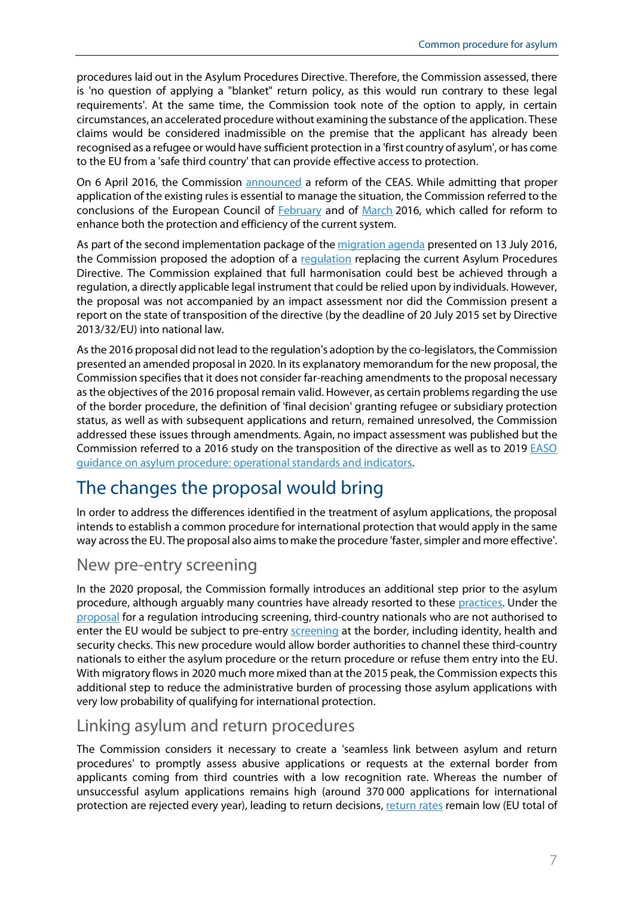procedures laid out in the Asylum Procedures Directive. Therefore, the Commission assessed, there is 'no question of applying a "blanket" return policy, as this would run contrary to these legal requirements'. At the same time, the Commission took note of the option to apply, in certain circumstances, an accelerated procedure without examining the substance of the application. These claims would be considered inadmissible on the premise that the applicant has already been recognised as a refugee or would have sufficient protection in a 'first country of asylum', or has come to the EU from a 'safe third country' that can provide effective access to protection.

On 6 April 2016, the Commission announced a reform of the CEAS. While admitting that proper application of the existing rules is essential to manage the situation, the Commission referred to the conclusions of the European Council of February and of March 2016, which called for reform to enhance both the protection and efficiency of the current system.

As part of the second implementation package of the migration agenda presented on 13 July 2016, the Commission proposed the adoption of a regulation replacing the current Asylum Procedures Directive. The Commission explained that full harmonisation could best be achieved through a regulation, a directly applicable legal instrument that could be relied upon by individuals. However, the proposal was not accompanied by an impact assessment nor did the Commission present a report on the state of transposition of the directive (by the deadline of 20 July 2015 set by Directive 2013/32/EU) into national law.

As the 2016 proposal did not lead to the regulation's adoption by the co-legislators, the Commission presented an amended proposal in 2020. In its explanatory memorandum for the new proposal, the Commission specifies that it does not consider far-reaching amendments to the proposal necessary as the objectives of the 2016 proposal remain valid. However, as certain problems regarding the use of the border procedure, the definition of 'final decision' granting refugee or subsidiary protection status, as well as with subsequent applications and return, remained unresolved, the Commission addressed these issues through amendments. Again, no impact assessment was published but the Commission referred to a 2016 study on the transposition of the directive as well as to 2019 EASO guidance on asylum procedure: operational standards and indicators.

## The changes the proposal would bring

In order to address the differences identified in the treatment of asylum applications, the proposal intends to establish a common procedure for international protection that would apply in the same way across the EU. The proposal also aims to make the procedure 'faster, simpler and more effective'.

### New pre-entry screening

In the 2020 proposal, the Commission formally introduces an additional step prior to the asylum procedure, although arguably many countries have already resorted to these practices. Under the proposal for a regulation introducing screening, third-country nationals who are not authorised to enter the EU would be subject to pre-entry screening at the border, including identity, health and security checks. This new procedure would allow border authorities to channel these third-country nationals to either the asylum procedure or the return procedure or refuse them entry into the EU. With migratory flows in 2020 much more mixed than at the 2015 peak, the Commission expects this additional step to reduce the administrative burden of processing those asylum applications with very low probability of qualifying for international protection.

### Linking asylum and return procedures

The Commission considers it necessary to create a 'seamless link between asylum and return procedures' to promptly assess abusive applications or requests at the external border from applicants coming from third countries with a low recognition rate. Whereas the number of unsuccessful asylum applications remains high (around 370 000 applications for international protection are rejected every year), leading to return decisions, return rates remain low (EU total of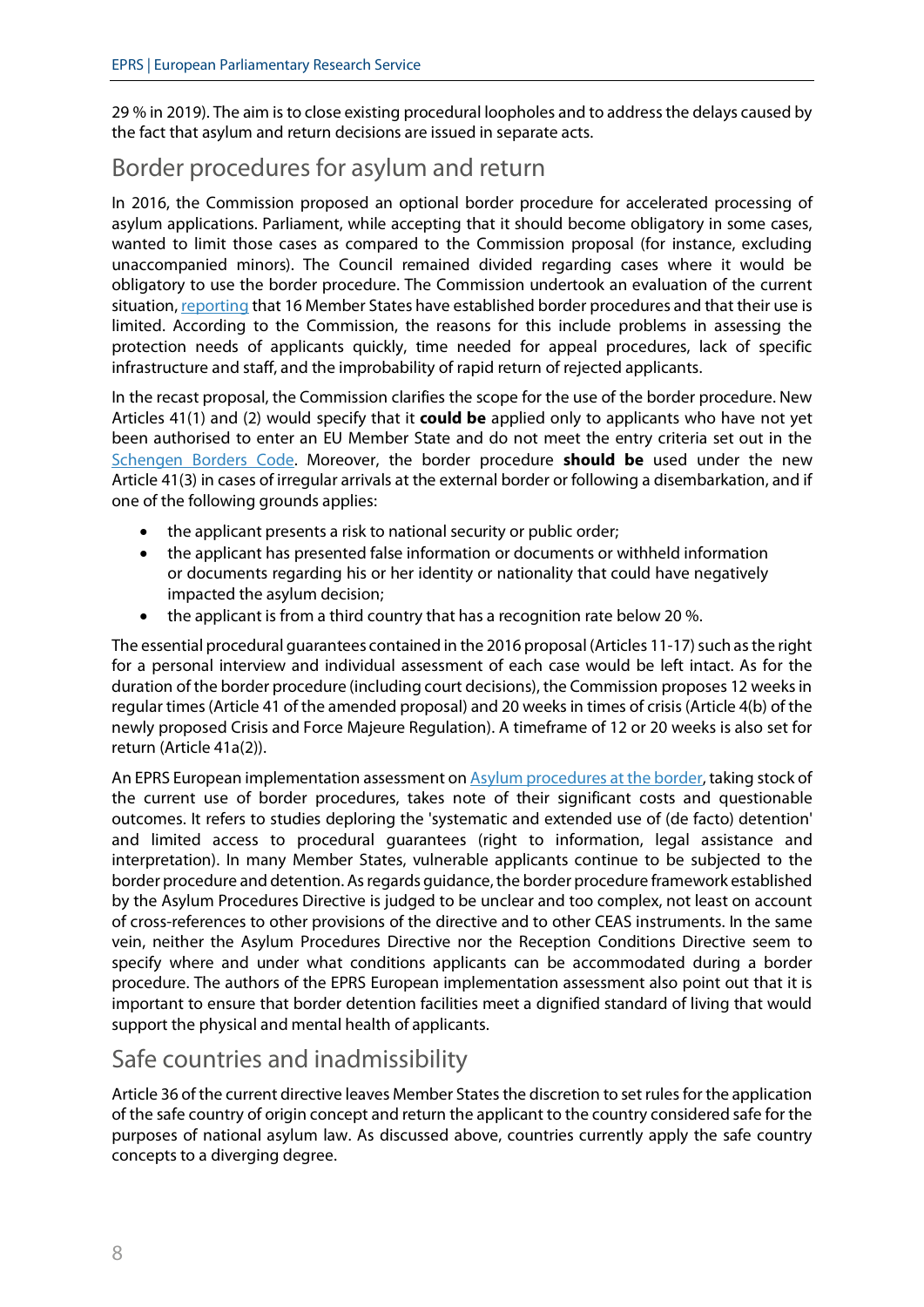29 % in 2019). The aim is to close existing procedural loopholes and to address the delays caused by the fact that asylum and return decisions are issued in separate acts.

## Border procedures for asylum and return

In 2016, the Commission proposed an optional border procedure for accelerated processing of asylum applications. Parliament, while accepting that it should become obligatory in some cases, wanted to limit those cases as compared to the Commission proposal (for instance, excluding unaccompanied minors). The Council remained divided regarding cases where it would be obligatory to use the border procedure. The Commission undertook an evaluation of the current situation, reporting that 16 Member States have established border procedures and that their use is limited. According to the Commission, the reasons for this include problems in assessing the protection needs of applicants quickly, time needed for appeal procedures, lack of specific infrastructure and staff, and the improbability of rapid return of rejected applicants.

In the recast proposal, the Commission clarifies the scope for the use of the border procedure. New Articles 41(1) and (2) would specify that it **could be** applied only to applicants who have not yet been authorised to enter an EU Member State and do not meet the entry criteria set out in the Schengen Borders Code. Moreover, the border procedure **should be** used under the new Article 41(3) in cases of irregular arrivals at the external border or following a disembarkation, and if one of the following grounds applies:

- the applicant presents a risk to national security or public order;
- the applicant has presented false information or documents or withheld information or documents regarding his or her identity or nationality that could have negatively impacted the asylum decision;
- the applicant is from a third country that has a recognition rate below 20 %.

The essential procedural guarantees contained in the 2016 proposal (Articles 11-17) such as the right for a personal interview and individual assessment of each case would be left intact. As for the duration of the border procedure (including court decisions), the Commission proposes 12 weeks in regular times (Article 41 of the amended proposal) and 20 weeks in times of crisis (Article 4(b) of the newly proposed Crisis and Force Majeure Regulation). A timeframe of 12 or 20 weeks is also set for return (Article 41a(2)).

An EPRS European implementation assessment on Asylum procedures at the border, taking stock of the current use of border procedures, takes note of their significant costs and questionable outcomes. It refers to studies deploring the 'systematic and extended use of (de facto) detention' and limited access to procedural guarantees (right to information, legal assistance and interpretation). In many Member States, vulnerable applicants continue to be subjected to the border procedure and detention. As regards guidance, the border procedure framework established by the Asylum Procedures Directive is judged to be unclear and too complex, not least on account of cross-references to other provisions of the directive and to other CEAS instruments. In the same vein, neither the Asylum Procedures Directive nor the Reception Conditions Directive seem to specify where and under what conditions applicants can be accommodated during a border procedure. The authors of the EPRS European implementation assessment also point out that it is important to ensure that border detention facilities meet a dignified standard of living that would support the physical and mental health of applicants.

## Safe countries and inadmissibility

Article 36 of the current directive leaves Member States the discretion to set rules for the application of the safe country of origin concept and return the applicant to the country considered safe for the purposes of national asylum law. As discussed above, countries currently apply the safe country concepts to a diverging degree.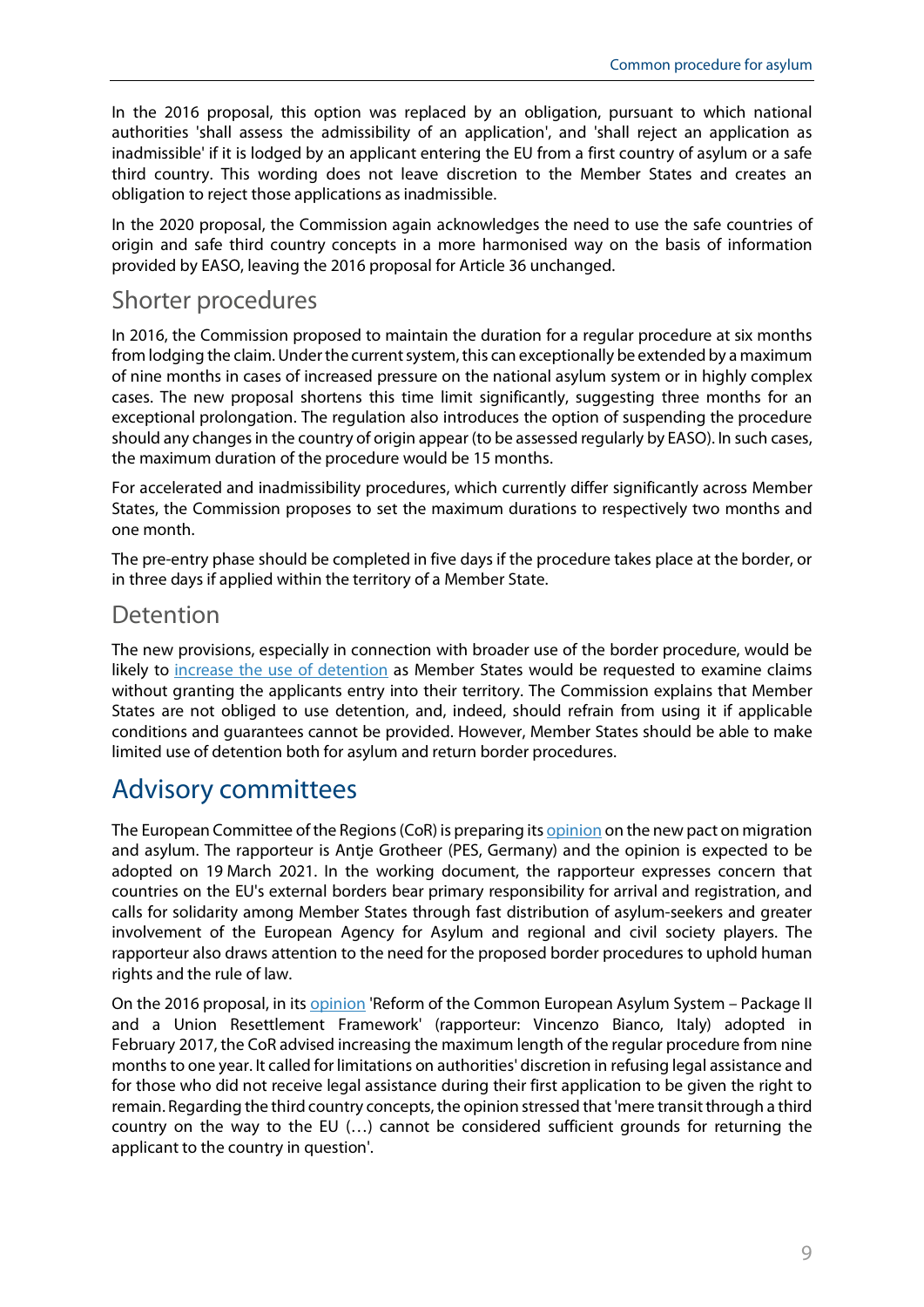In the 2016 proposal, this option was replaced by an obligation, pursuant to which national authorities 'shall assess the admissibility of an application', and 'shall reject an application as inadmissible' if it is lodged by an applicant entering the EU from a first country of asylum or a safe third country. This wording does not leave discretion to the Member States and creates an obligation to reject those applications as inadmissible.

In the 2020 proposal, the Commission again acknowledges the need to use the safe countries of origin and safe third country concepts in a more harmonised way on the basis of information provided by EASO, leaving the 2016 proposal for Article 36 unchanged.

## Shorter procedures

In 2016, the Commission proposed to maintain the duration for a regular procedure at six months from lodging the claim. Under the current system, this can exceptionally be extended by a maximum of nine months in cases of increased pressure on the national asylum system or in highly complex cases. The new proposal shortens this time limit significantly, suggesting three months for an exceptional prolongation. The regulation also introduces the option of suspending the procedure should any changes in the country of origin appear (to be assessed regularly by EASO). In such cases, the maximum duration of the procedure would be 15 months.

For accelerated and inadmissibility procedures, which currently differ significantly across Member States, the Commission proposes to set the maximum durations to respectively two months and one month.

The pre-entry phase should be completed in five days if the procedure takes place at the border, or in three days if applied within the territory of a Member State.

## Detention

The new provisions, especially in connection with broader use of the border procedure, would be likely to increase the use of detention as Member States would be requested to examine claims without granting the applicants entry into their territory. The Commission explains that Member States are not obliged to use detention, and, indeed, should refrain from using it if applicable conditions and guarantees cannot be provided. However, Member States should be able to make limited use of detention both for asylum and return border procedures.

# Advisory committees

The European Committee of the Regions (CoR) is preparing its opinion on the new pact on migration and asylum. The rapporteur is Antje Grotheer (PES, Germany) and the opinion is expected to be adopted on 19 March 2021. In the working document, the rapporteur expresses concern that countries on the EU's external borders bear primary responsibility for arrival and registration, and calls for solidarity among Member States through fast distribution of asylum-seekers and greater involvement of the European Agency for Asylum and regional and civil society players. The rapporteur also draws attention to the need for the proposed border procedures to uphold human rights and the rule of law.

On the 2016 proposal, in its opinion 'Reform of the Common European Asylum System – Package II and a Union Resettlement Framework' (rapporteur: Vincenzo Bianco, Italy) adopted in February 2017, the CoR advised increasing the maximum length of the regular procedure from nine months to one year. It called for limitations on authorities' discretion in refusing legal assistance and for those who did not receive legal assistance during their first application to be given the right to remain. Regarding the third country concepts, the opinion stressed that 'mere transit through a third country on the way to the EU (…) cannot be considered sufficient grounds for returning the applicant to the country in question'.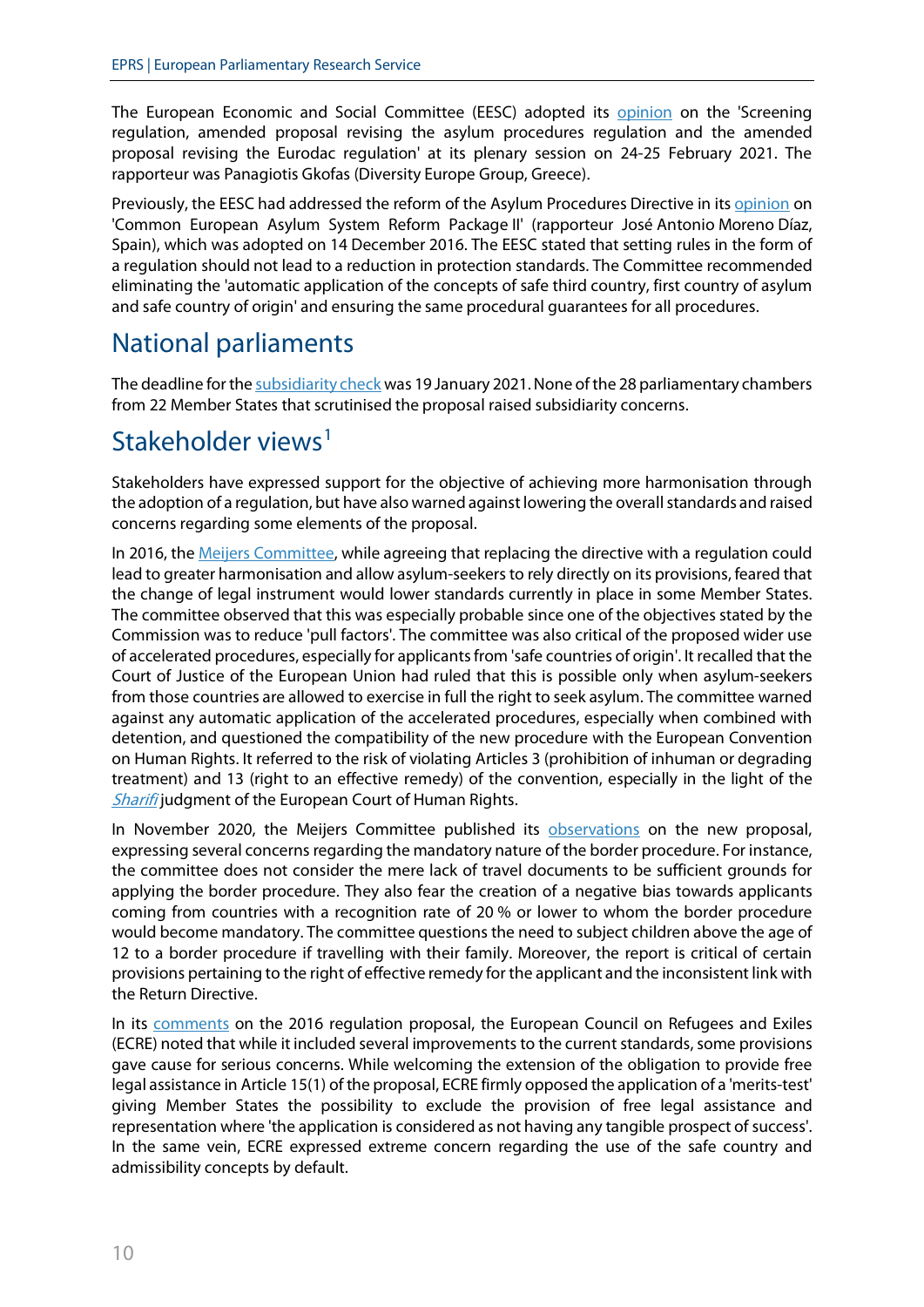The European Economic and Social Committee (EESC) adopted its opinion on the 'Screening regulation, amended proposal revising the asylum procedures regulation and the amended proposal revising the Eurodac regulation' at its plenary session on 24-25 February 2021. The rapporteur was Panagiotis Gkofas (Diversity Europe Group, Greece).

Previously, the EESC had addressed the reform of the Asylum Procedures Directive in its opinion on 'Common European Asylum System Reform Package II' (rapporteur José Antonio Moreno Díaz, Spain), which was adopted on 14 December 2016. The EESC stated that setting rules in the form of a regulation should not lead to a reduction in protection standards. The Committee recommended eliminating the 'automatic application of the concepts of safe third country, first country of asylum and safe country of origin' and ensuring the same procedural guarantees for all procedures.

## National parliaments

The deadline for the subsidiarity check was 19 January 2021. None of the 28 parliamentary chambers from 22 Member States that scrutinised the proposal raised subsidiarity concerns.

## Stakeholder views[1]

Stakeholders have expressed support for the objective of achieving more harmonisation through the adoption of a regulation, but have also warned against lowering the overall standards and raised concerns regarding some elements of the proposal.

In 2016, the Meijers Committee, while agreeing that replacing the directive with a regulation could lead to greater harmonisation and allow asylum-seekers to rely directly on its provisions, feared that the change of legal instrument would lower standards currently in place in some Member States. The committee observed that this was especially probable since one of the objectives stated by the Commission was to reduce 'pull factors'. The committee was also critical of the proposed wider use of accelerated procedures, especially for applicants from 'safe countries of origin'. It recalled that the Court of Justice of the European Union had ruled that this is possible only when asylum-seekers from those countries are allowed to exercise in full the right to seek asylum. The committee warned against any automatic application of the accelerated procedures, especially when combined with detention, and questioned the compatibility of the new procedure with the European Convention on Human Rights. It referred to the risk of violating Articles 3 (prohibition of inhuman or degrading treatment) and 13 (right to an effective remedy) of the convention, especially in the light of the *Sharifi* judgment of the European Court of Human Rights.

In November 2020, the Meijers Committee published its observations on the new proposal, expressing several concerns regarding the mandatory nature of the border procedure. For instance, the committee does not consider the mere lack of travel documents to be sufficient grounds for applying the border procedure. They also fear the creation of a negative bias towards applicants coming from countries with a recognition rate of 20 % or lower to whom the border procedure would become mandatory. The committee questions the need to subject children above the age of 12 to a border procedure if travelling with their family. Moreover, the report is critical of certain provisions pertaining to the right of effective remedy for the applicant and the inconsistent link with the Return Directive.

In its comments on the 2016 regulation proposal, the European Council on Refugees and Exiles (ECRE) noted that while it included several improvements to the current standards, some provisions gave cause for serious concerns. While welcoming the extension of the obligation to provide free legal assistance in Article 15(1) of the proposal, ECRE firmly opposed the application of a 'merits-test' giving Member States the possibility to exclude the provision of free legal assistance and representation where 'the application is considered as not having any tangible prospect of success'. In the same vein, ECRE expressed extreme concern regarding the use of the safe country and admissibility concepts by default.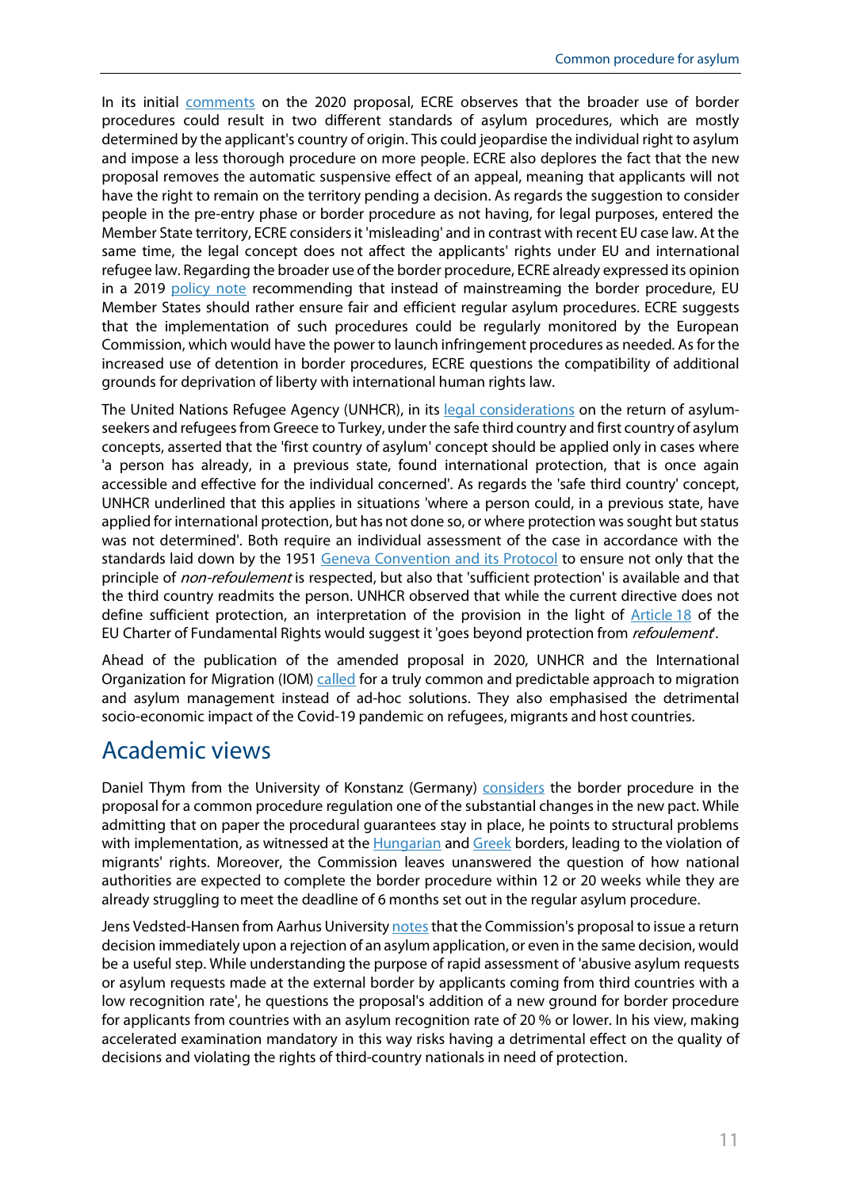In its initial comments on the 2020 proposal, ECRE observes that the broader use of border procedures could result in two different standards of asylum procedures, which are mostly determined by the applicant's country of origin. This could jeopardise the individual right to asylum and impose a less thorough procedure on more people. ECRE also deplores the fact that the new proposal removes the automatic suspensive effect of an appeal, meaning that applicants will not have the right to remain on the territory pending a decision. As regards the suggestion to consider people in the pre-entry phase or border procedure as not having, for legal purposes, entered the Member State territory, ECRE considers it 'misleading' and in contrast with recent EU case law. At the same time, the legal concept does not affect the applicants' rights under EU and international refugee law. Regarding the broader use of the border procedure, ECRE already expressed its opinion in a 2019 policy note recommending that instead of mainstreaming the border procedure, EU Member States should rather ensure fair and efficient regular asylum procedures. ECRE suggests that the implementation of such procedures could be regularly monitored by the European Commission, which would have the power to launch infringement procedures as needed. As for the increased use of detention in border procedures, ECRE questions the compatibility of additional grounds for deprivation of liberty with international human rights law.

The United Nations Refugee Agency (UNHCR), in its legal considerations on the return of asylum-seekers and refugees from Greece to Turkey, under the safe third country and first country of asylum concepts, asserted that the 'first country of asylum' concept should be applied only in cases where 'a person has already, in a previous state, found international protection, that is once again accessible and effective for the individual concerned'. As regards the 'safe third country' concept, UNHCR underlined that this applies in situations 'where a person could, in a previous state, have applied for international protection, but has not done so, or where protection was sought but status was not determined'. Both require an individual assessment of the case in accordance with the standards laid down by the 1951 Geneva Convention and its Protocol to ensure not only that the principle of *non-refoulement* is respected, but also that 'sufficient protection' is available and that the third country readmits the person. UNHCR observed that while the current directive does not define sufficient protection, an interpretation of the provision in the light of Article 18 of the EU Charter of Fundamental Rights would suggest it 'goes beyond protection from *refoulement*'.

Ahead of the publication of the amended proposal in 2020, UNHCR and the International Organization for Migration (IOM) called for a truly common and predictable approach to migration and asylum management instead of ad-hoc solutions. They also emphasised the detrimental socio-economic impact of the Covid-19 pandemic on refugees, migrants and host countries.

## Academic views

Daniel Thym from the University of Konstanz (Germany) considers the border procedure in the proposal for a common procedure regulation one of the substantial changes in the new pact. While admitting that on paper the procedural guarantees stay in place, he points to structural problems with implementation, as witnessed at the Hungarian and Greek borders, leading to the violation of migrants' rights. Moreover, the Commission leaves unanswered the question of how national authorities are expected to complete the border procedure within 12 or 20 weeks while they are already struggling to meet the deadline of 6 months set out in the regular asylum procedure.

Jens Vedsted-Hansen from Aarhus University notes that the Commission's proposal to issue a return decision immediately upon a rejection of an asylum application, or even in the same decision, would be a useful step. While understanding the purpose of rapid assessment of 'abusive asylum requests or asylum requests made at the external border by applicants coming from third countries with a low recognition rate', he questions the proposal's addition of a new ground for border procedure for applicants from countries with an asylum recognition rate of 20 % or lower. In his view, making accelerated examination mandatory in this way risks having a detrimental effect on the quality of decisions and violating the rights of third-country nationals in need of protection.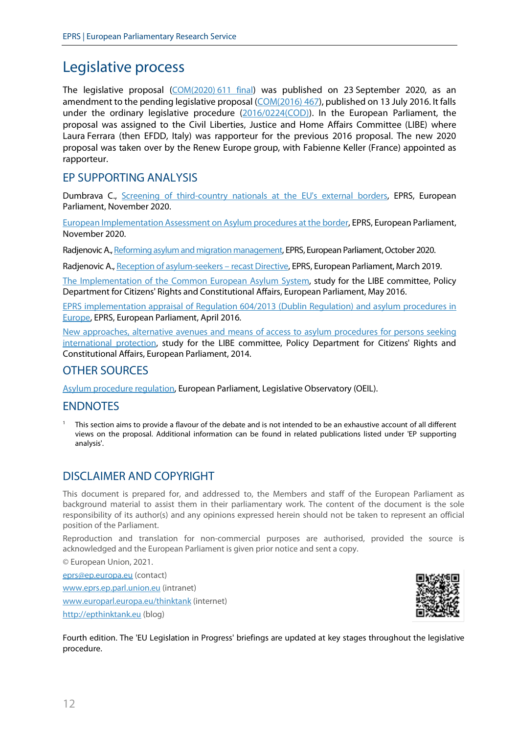# Legislative process

The legislative proposal (COM(2020) 611 final) was published on 23 September 2020, as an amendment to the pending legislative proposal (COM(2016) 467), published on 13 July 2016. It falls under the ordinary legislative procedure (2016/0224(COD)). In the European Parliament, the proposal was assigned to the Civil Liberties, Justice and Home Affairs Committee (LIBE) where Laura Ferrara (then EFDD, Italy) was rapporteur for the previous 2016 proposal. The new 2020 proposal was taken over by the Renew Europe group, with Fabienne Keller (France) appointed as rapporteur.

## EP SUPPORTING ANALYSIS

Dumbrava C., Screening of third-country nationals at the EU's external borders, EPRS, European Parliament, November 2020.

European Implementation Assessment on Asylum procedures at the border, EPRS, European Parliament, November 2020.

Radjenovic A., Reforming asylum and migration management, EPRS, European Parliament, October 2020.

Radjenovic A., Reception of asylum-seekers – recast Directive, EPRS, European Parliament, March 2019.

The Implementation of the Common European Asylum System, study for the LIBE committee, Policy Department for Citizens' Rights and Constitutional Affairs, European Parliament, May 2016.

EPRS implementation appraisal of Regulation 604/2013 (Dublin Regulation) and asylum procedures in Europe, EPRS, European Parliament, April 2016.

New approaches, alternative avenues and means of access to asylum procedures for persons seeking international protection, study for the LIBE committee, Policy Department for Citizens' Rights and Constitutional Affairs, European Parliament, 2014.

## OTHER SOURCES

Asylum procedure regulation, European Parliament, Legislative Observatory (OEIL).

## ENDNOTES

[1] This section aims to provide a flavour of the debate and is not intended to be an exhaustive account of all different views on the proposal. Additional information can be found in related publications listed under 'EP supporting analysis'.

## DISCLAIMER AND COPYRIGHT

This document is prepared for, and addressed to, the Members and staff of the European Parliament as background material to assist them in their parliamentary work. The content of the document is the sole responsibility of its author(s) and any opinions expressed herein should not be taken to represent an official position of the Parliament.

Reproduction and translation for non-commercial purposes are authorised, provided the source is acknowledged and the European Parliament is given prior notice and sent a copy.

© European Union, 2021.

eprs@ep.europa.eu (contact)

www.eprs.ep.parl.union.eu (intranet)

www.europarl.europa.eu/thinktank (internet)

http://epthinktank.eu (blog)

Fourth edition. The 'EU Legislation in Progress' briefings are updated at key stages throughout the legislative procedure.